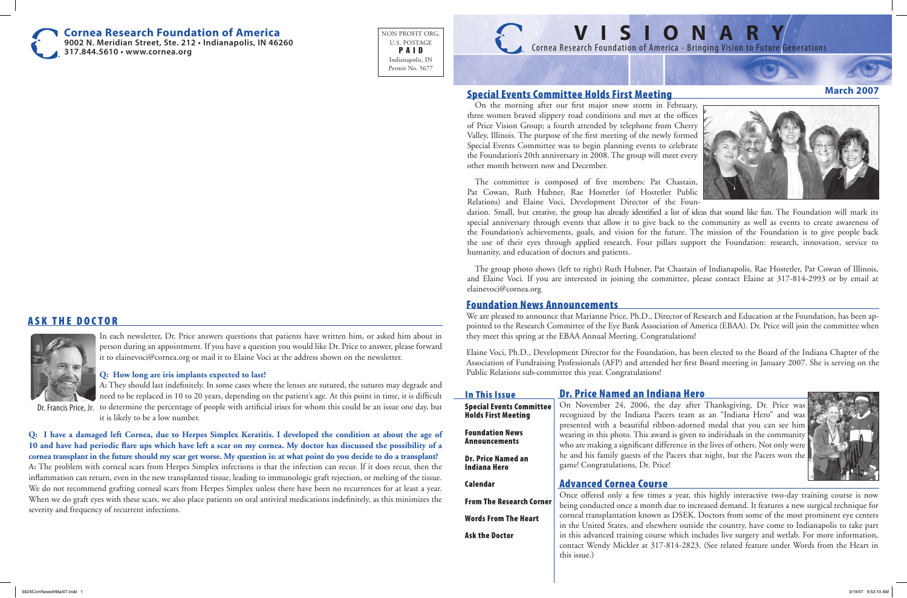# Cornea Research Foundation of America

**9002 N. Meridian Street, Ste. 212 • Indianapolis, IN 46260**
**317.844.5610 • www.cornea.org**

NON PROFIT ORG.
U.S. POSTAGE
**PAID**
Indianapolis, IN
Permit No. 5677

# VISIONARY

Cornea Research Foundation of America - Bringing Vision to Future Generations

**March 2007**

## Special Events Committee Holds First Meeting

On the morning after our first major snow storm in February, three women braved slippery road conditions and met at the offices of Price Vision Group; a fourth attended by telephone from Cherry Valley, Illinois. The purpose of the first meeting of the newly formed Special Events Committee was to begin planning events to celebrate the Foundation's 20th anniversary in 2008. The group will meet every other month between now and December.

The committee is composed of five members: Pat Chastain, Pat Cowan, Ruth Hubner, Rae Hostetler (of Hostetler Public Relations) and Elaine Voci, Development Director of the Foundation. Small, but creative, the group has already identified a list of ideas that sound like fun. The Foundation will mark its special anniversary through events that allow it to give back to the community as well as events to create awareness of the Foundation's achievements, goals, and vision for the future. The mission of the Foundation is to give people back the use of their eyes through applied research. Four pillars support the Foundation: research, innovation, service to humanity, and education of doctors and patients.

The group photo shows (left to right) Ruth Hubner, Pat Chastain of Indianapolis, Rae Hostetler, Pat Cowan of Illinois, and Elaine Voci. If you are interested in joining the committee, please contact Elaine at 317-814-2993 or by email at elainevoci@cornea.org

## Foundation News Announcements

We are pleased to announce that Marianne Price, Ph.D., Director of Research and Education at the Foundation, has been appointed to the Research Committee of the Eye Bank Association of America (EBAA). Dr. Price will join the committee when they meet this spring at the EBAA Annual Meeting. Congratulations!

Elaine Voci, Ph.D., Development Director for the Foundation, has been elected to the Board of the Indiana Chapter of the Association of Fundraising Professionals (AFP) and attended her first Board meeting in January 2007. She is serving on the Public Relations sub-committee this year. Congratulations!

## In This Issue

- **Special Events Committee Holds First Meeting**
- **Foundation News Announcements**
- **Dr. Price Named an Indiana Hero**
- **Calendar**
- **From The Research Corner**
- **Words From The Heart**
- **Ask the Doctor**

## Dr. Price Named an Indiana Hero

On November 24, 2006, the day after Thanksgiving, Dr. Price was recognized by the Indiana Pacers team as an "Indiana Hero" and was presented with a beautiful ribbon-adorned medal that you can see him wearing in this photo. This award is given to individuals in the community who are making a significant difference in the lives of others. Not only were he and his family guests of the Pacers that night, but the Pacers won the game! Congratulations, Dr. Price!

## Advanced Cornea Course

Once offered only a few times a year, this highly interactive two-day training course is now being conducted once a month due to increased demand. It features a new surgical technique for corneal transplantation known as DSEK. Doctors from some of the most prominent eye centers in the United States, and elsewhere outside the country, have come to Indianapolis to take part in this advanced training course which includes live surgery and wetlab. For more information, contact Wendy Mickler at 317-814-2823. (See related feature under Words from the Heart in this issue.)

## ASK THE DOCTOR

Dr. Francis Price, Jr.

In each newsletter, Dr. Price answers questions that patients have written him, or asked him about in person during an appointment. If you have a question you would like Dr. Price to answer, please forward it to elainevoci@cornea.org or mail it to Elaine Voci at the address shown on the newsletter.

**Q: How long are iris implants expected to last?**

**A:** They should last indefinitely. In some cases where the lenses are sutured, the sutures may degrade and need to be replaced in 10 to 20 years, depending on the patient's age. At this point in time, it is difficult to determine the percentage of people with artificial irises for whom this could be an issue one day, but it is likely to be a low number.

**Q: I have a damaged left Cornea, due to Herpes Simplex Keratitis. I developed the condition at about the age of 10 and have had periodic flare ups which have left a scar on my cornea. My doctor has discussed the possibility of a cornea transplant in the future should my scar get worse. My question is: at what point do you decide to do a transplant?**

**A:** The problem with corneal scars from Herpes Simplex infections is that the infection can recur. If it does recur, then the inflammation can return, even in the new transplanted tissue, leading to immunologic graft rejection, or melting of the tissue. We do not recommend grafting corneal scars from Herpes Simplex unless there have been no recurrences for at least a year. When we do graft eyes with these scars, we also place patients on oral antiviral medications indefinitely, as this minimizes the severity and frequency of recurrent infections.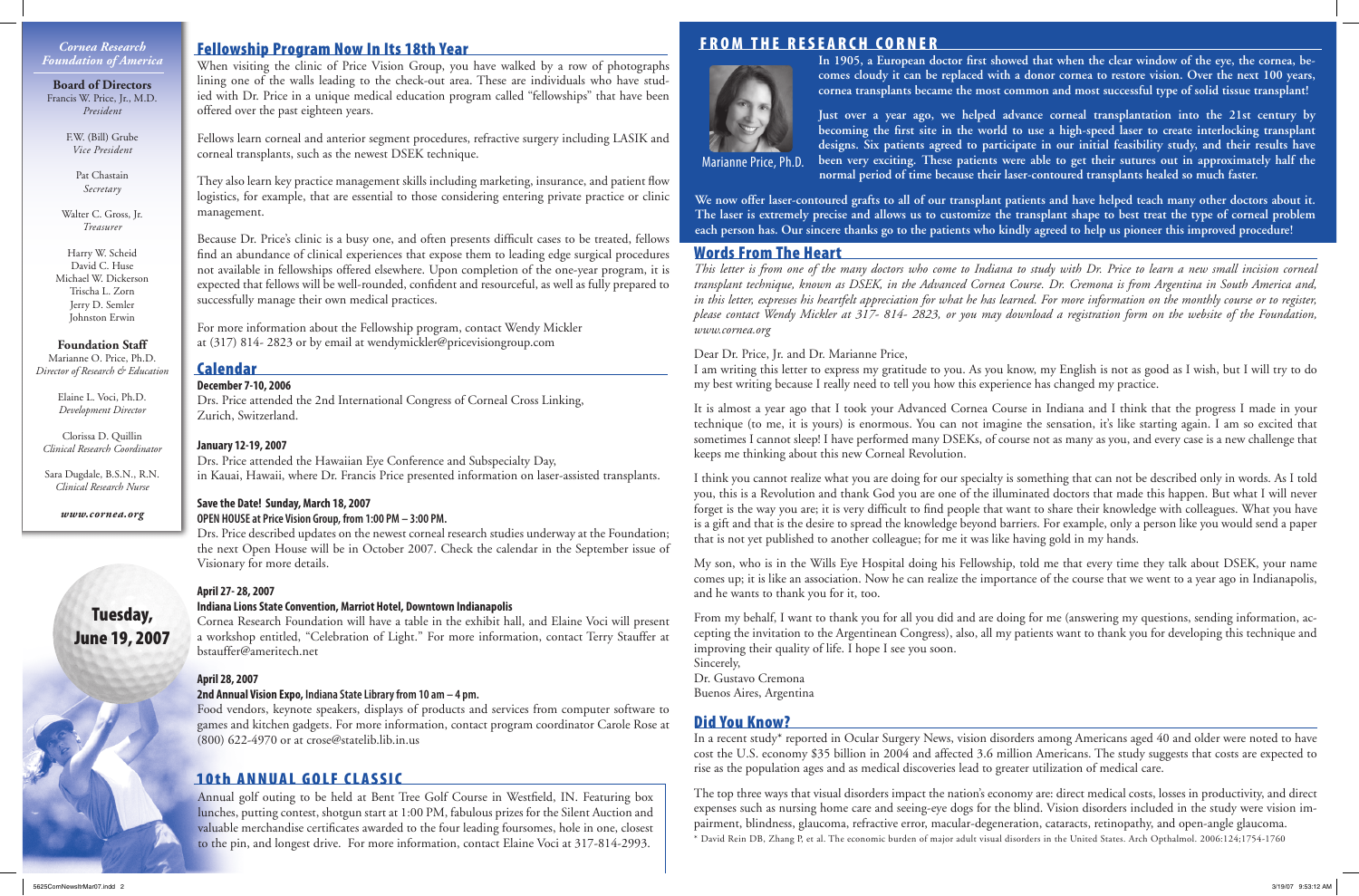*Cornea Research Foundation of America*

**Board of Directors**
Francis W. Price, Jr., M.D.
*President*

F.W. (Bill) Grube
*Vice President*

Pat Chastain
*Secretary*

Walter C. Gross, Jr.
*Treasurer*

Harry W. Scheid
David C. Huse
Michael W. Dickerson
Trischa L. Zorn
Jerry D. Semler
Johnston Erwin

**Foundation Staff**
Marianne O. Price, Ph.D.
*Director of Research & Education*

Elaine L. Voci, Ph.D.
*Development Director*

Clorissa D. Quillin
*Clinical Research Coordinator*

Sara Dugdale, B.S.N., R.N.
*Clinical Research Nurse*

*www.cornea.org*

**Tuesday, June 19, 2007**

## Fellowship Program Now In Its 18th Year

When visiting the clinic of Price Vision Group, you have walked by a row of photographs lining one of the walls leading to the check-out area. These are individuals who have studied with Dr. Price in a unique medical education program called "fellowships" that have been offered over the past eighteen years.

Fellows learn corneal and anterior segment procedures, refractive surgery including LASIK and corneal transplants, such as the newest DSEK technique.

They also learn key practice management skills including marketing, insurance, and patient flow logistics, for example, that are essential to those considering entering private practice or clinic management.

Because Dr. Price's clinic is a busy one, and often presents difficult cases to be treated, fellows find an abundance of clinical experiences that expose them to leading edge surgical procedures not available in fellowships offered elsewhere. Upon completion of the one-year program, it is expected that fellows will be well-rounded, confident and resourceful, as well as fully prepared to successfully manage their own medical practices.

For more information about the Fellowship program, contact Wendy Mickler at (317) 814- 2823 or by email at wendymickler@pricevisiongroup.com

## Calendar

**December 7-10, 2006**
Drs. Price attended the 2nd International Congress of Corneal Cross Linking, Zurich, Switzerland.

**January 12-19, 2007**
Drs. Price attended the Hawaiian Eye Conference and Subspecialty Day, in Kauai, Hawaii, where Dr. Francis Price presented information on laser-assisted transplants.

**Save the Date! Sunday, March 18, 2007**
**OPEN HOUSE at Price Vision Group, from 1:00 PM – 3:00 PM.**
Drs. Price described updates on the newest corneal research studies underway at the Foundation; the next Open House will be in October 2007. Check the calendar in the September issue of Visionary for more details.

**April 27- 28, 2007**
**Indiana Lions State Convention, Marriot Hotel, Downtown Indianapolis**
Cornea Research Foundation will have a table in the exhibit hall, and Elaine Voci will present a workshop entitled, "Celebration of Light." For more information, contact Terry Stauffer at bstauffer@ameritech.net

**April 28, 2007**
**2nd Annual Vision Expo, Indiana State Library from 10 am – 4 pm.**
Food vendors, keynote speakers, displays of products and services from computer software to games and kitchen gadgets. For more information, contact program coordinator Carole Rose at (800) 622-4970 or at crose@statelib.lib.in.us

## 10th ANNUAL GOLF CLASSIC

Annual golf outing to be held at Bent Tree Golf Course in Westfield, IN. Featuring box lunches, putting contest, shotgun start at 1:00 PM, fabulous prizes for the Silent Auction and valuable merchandise certificates awarded to the four leading foursomes, hole in one, closest to the pin, and longest drive. For more information, contact Elaine Voci at 317-814-2993.

## FROM THE RESEARCH CORNER

Marianne Price, Ph.D.

**In 1905, a European doctor first showed that when the clear window of the eye, the cornea, becomes cloudy it can be replaced with a donor cornea to restore vision. Over the next 100 years, cornea transplants became the most common and most successful type of solid tissue transplant!**

**Just over a year ago, we helped advance corneal transplantation into the 21st century by becoming the first site in the world to use a high-speed laser to create interlocking transplant designs. Six patients agreed to participate in our initial feasibility study, and their results have been very exciting. These patients were able to get their sutures out in approximately half the normal period of time because their laser-contoured transplants healed so much faster.**

**We now offer laser-contoured grafts to all of our transplant patients and have helped teach many other doctors about it. The laser is extremely precise and allows us to customize the transplant shape to best treat the type of corneal problem each person has. Our sincere thanks go to the patients who kindly agreed to help us pioneer this improved procedure!**

## Words From The Heart

*This letter is from one of the many doctors who come to Indiana to study with Dr. Price to learn a new small incision corneal transplant technique, known as DSEK, in the Advanced Cornea Course. Dr. Cremona is from Argentina in South America and, in this letter, expresses his heartfelt appreciation for what he has learned. For more information on the monthly course or to register, please contact Wendy Mickler at 317- 814- 2823, or you may download a registration form on the website of the Foundation, www.cornea.org*

Dear Dr. Price, Jr. and Dr. Marianne Price,

I am writing this letter to express my gratitude to you. As you know, my English is not as good as I wish, but I will try to do my best writing because I really need to tell you how this experience has changed my practice.

It is almost a year ago that I took your Advanced Cornea Course in Indiana and I think that the progress I made in your technique (to me, it is yours) is enormous. You can not imagine the sensation, it's like starting again. I am so excited that sometimes I cannot sleep! I have performed many DSEKs, of course not as many as you, and every case is a new challenge that keeps me thinking about this new Corneal Revolution.

I think you cannot realize what you are doing for our specialty is something that can not be described only in words. As I told you, this is a Revolution and thank God you are one of the illuminated doctors that made this happen. But what I will never forget is the way you are; it is very difficult to find people that want to share their knowledge with colleagues. What you have is a gift and that is the desire to spread the knowledge beyond barriers. For example, only a person like you would send a paper that is not yet published to another colleague; for me it was like having gold in my hands.

My son, who is in the Wills Eye Hospital doing his Fellowship, told me that every time they talk about DSEK, your name comes up; it is like an association. Now he can realize the importance of the course that we went to a year ago in Indianapolis, and he wants to thank you for it, too.

From my behalf, I want to thank you for all you did and are doing for me (answering my questions, sending information, accepting the invitation to the Argentinean Congress), also, all my patients want to thank you for developing this technique and improving their quality of life. I hope I see you soon.

Sincerely,
Dr. Gustavo Cremona
Buenos Aires, Argentina

## Did You Know?

In a recent study* reported in Ocular Surgery News, vision disorders among Americans aged 40 and older were noted to have cost the U.S. economy $35 billion in 2004 and affected 3.6 million Americans. The study suggests that costs are expected to rise as the population ages and as medical discoveries lead to greater utilization of medical care.

The top three ways that visual disorders impact the nation's economy are: direct medical costs, losses in productivity, and direct expenses such as nursing home care and seeing-eye dogs for the blind. Vision disorders included in the study were vision impairment, blindness, glaucoma, refractive error, macular-degeneration, cataracts, retinopathy, and open-angle glaucoma.

\* David Rein DB, Zhang P, et al. The economic burden of major adult visual disorders in the United States. Arch Opthalmol. 2006;124:1754-1760